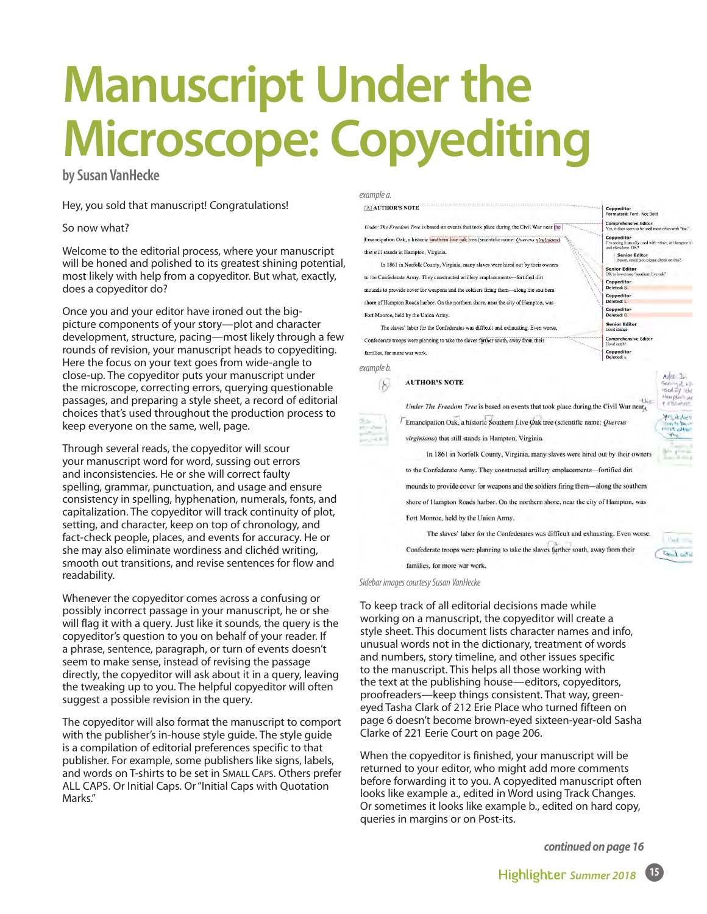# Manuscript Under the Microscope: Copyediting

**by Susan VanHecke**

Hey, you sold that manuscript! Congratulations!

So now what?

Welcome to the editorial process, where your manuscript will be honed and polished to its greatest shining potential, most likely with help from a copyeditor. But what, exactly, does a copyeditor do?

Once you and your editor have ironed out the big-picture components of your story—plot and character development, structure, pacing—most likely through a few rounds of revision, your manuscript heads to copyediting. Here the focus on your text goes from wide-angle to close-up. The copyeditor puts your manuscript under the microscope, correcting errors, querying questionable passages, and preparing a style sheet, a record of editorial choices that's used throughout the production process to keep everyone on the same, well, page.

Through several reads, the copyeditor will scour your manuscript word for word, sussing out errors and inconsistencies. He or she will correct faulty spelling, grammar, punctuation, and usage and ensure consistency in spelling, hyphenation, numerals, fonts, and capitalization. The copyeditor will track continuity of plot, setting, and character, keep on top of chronology, and fact-check people, places, and events for accuracy. He or she may also eliminate wordiness and clichéd writing, smooth out transitions, and revise sentences for flow and readability.

Whenever the copyeditor comes across a confusing or possibly incorrect passage in your manuscript, he or she will flag it with a query. Just like it sounds, the query is the copyeditor's question to you on behalf of your reader. If a phrase, sentence, paragraph, or turn of events doesn't seem to make sense, instead of revising the passage directly, the copyeditor will ask about it in a query, leaving the tweaking up to you. The helpful copyeditor will often suggest a possible revision in the query.

The copyeditor will also format the manuscript to comport with the publisher's in-house style guide. The style guide is a compilation of editorial preferences specific to that publisher. For example, some publishers like signs, labels, and words on T-shirts to be set in SMALL CAPS. Others prefer ALL CAPS. Or Initial Caps. Or "Initial Caps with Quotation Marks."

*example a.*

*example b.*

*Sidebar images courtesy Susan VanHecke*

To keep track of all editorial decisions made while working on a manuscript, the copyeditor will create a style sheet. This document lists character names and info, unusual words not in the dictionary, treatment of words and numbers, story timeline, and other issues specific to the manuscript. This helps all those working with the text at the publishing house—editors, copyeditors, proofreaders—keep things consistent. That way, green-eyed Tasha Clark of 212 Erie Place who turned fifteen on page 6 doesn't become brown-eyed sixteen-year-old Sasha Clarke of 221 Eerie Court on page 206.

When the copyeditor is finished, your manuscript will be returned to your editor, who might add more comments before forwarding it to you. A copyedited manuscript often looks like example a., edited in Word using Track Changes. Or sometimes it looks like example b., edited on hard copy, queries in margins or on Post-its.

***continued on page 16***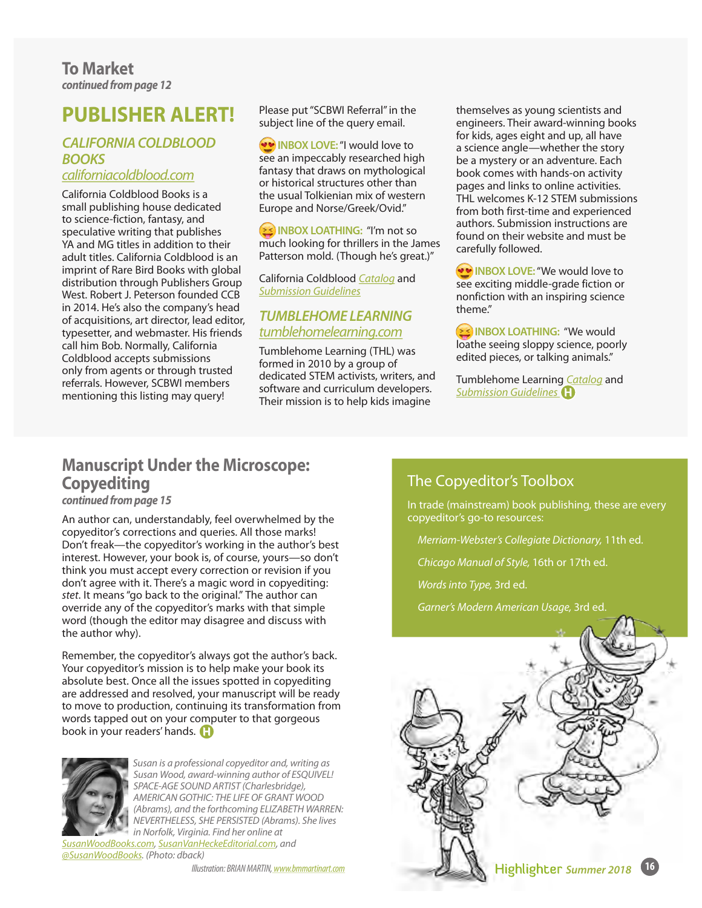## To Market

*continued from page 12*

# PUBLISHER ALERT!

### *CALIFORNIA COLDBLOOD BOOKS*

*californiacoldblood.com*

California Coldblood Books is a small publishing house dedicated to science-fiction, fantasy, and speculative writing that publishes YA and MG titles in addition to their adult titles. California Coldblood is an imprint of Rare Bird Books with global distribution through Publishers Group West. Robert J. Peterson founded CCB in 2014. He's also the company's head of acquisitions, art director, lead editor, typesetter, and webmaster. His friends call him Bob. Normally, California Coldblood accepts submissions only from agents or through trusted referrals. However, SCBWI members mentioning this listing may query! Please put "SCBWI Referral" in the subject line of the query email.

**INBOX LOVE:** "I would love to see an impeccably researched high fantasy that draws on mythological or historical structures other than the usual Tolkienian mix of western Europe and Norse/Greek/Ovid."

**INBOX LOATHING:** "I'm not so much looking for thrillers in the James Patterson mold. (Though he's great.)"

California Coldblood *Catalog* and *Submission Guidelines*

### *TUMBLEHOME LEARNING*

*tumblehomelearning.com*

Tumblehome Learning (THL) was formed in 2010 by a group of dedicated STEM activists, writers, and software and curriculum developers. Their mission is to help kids imagine themselves as young scientists and engineers. Their award-winning books for kids, ages eight and up, all have a science angle—whether the story be a mystery or an adventure. Each book comes with hands-on activity pages and links to online activities. THL welcomes K-12 STEM submissions from both first-time and experienced authors. Submission instructions are found on their website and must be carefully followed.

**INBOX LOVE:** "We would love to see exciting middle-grade fiction or nonfiction with an inspiring science theme."

**INBOX LOATHING:** "We would loathe seeing sloppy science, poorly edited pieces, or talking animals."

Tumblehome Learning *Catalog* and *Submission Guidelines*

## Manuscript Under the Microscope: Copyediting

*continued from page 15*

An author can, understandably, feel overwhelmed by the copyeditor's corrections and queries. All those marks! Don't freak—the copyeditor's working in the author's best interest. However, your book is, of course, yours—so don't think you must accept every correction or revision if you don't agree with it. There's a magic word in copyediting: *stet*. It means "go back to the original." The author can override any of the copyeditor's marks with that simple word (though the editor may disagree and discuss with the author why).

Remember, the copyeditor's always got the author's back. Your copyeditor's mission is to help make your book its absolute best. Once all the issues spotted in copyediting are addressed and resolved, your manuscript will be ready to move to production, continuing its transformation from words tapped out on your computer to that gorgeous book in your readers' hands.

*Susan is a professional copyeditor and, writing as Susan Wood, award-winning author of ESQUIVEL! SPACE-AGE SOUND ARTIST (Charlesbridge), AMERICAN GOTHIC: THE LIFE OF GRANT WOOD (Abrams), and the forthcoming ELIZABETH WARREN: NEVERTHELESS, SHE PERSISTED (Abrams). She lives in Norfolk, Virginia. Find her online at SusanWoodBooks.com, SusanVanHeckeEditorial.com, and @SusanWoodBooks. (Photo: dback)*

### The Copyeditor's Toolbox

In trade (mainstream) book publishing, these are every copyeditor's go-to resources:

- *Merriam-Webster's Collegiate Dictionary,* 11th ed.
- *Chicago Manual of Style,* 16th or 17th ed.
- *Words into Type,* 3rd ed.
- *Garner's Modern American Usage,* 3rd ed.

*Illustration: BRIAN MARTIN, www.bmmartinart.com*